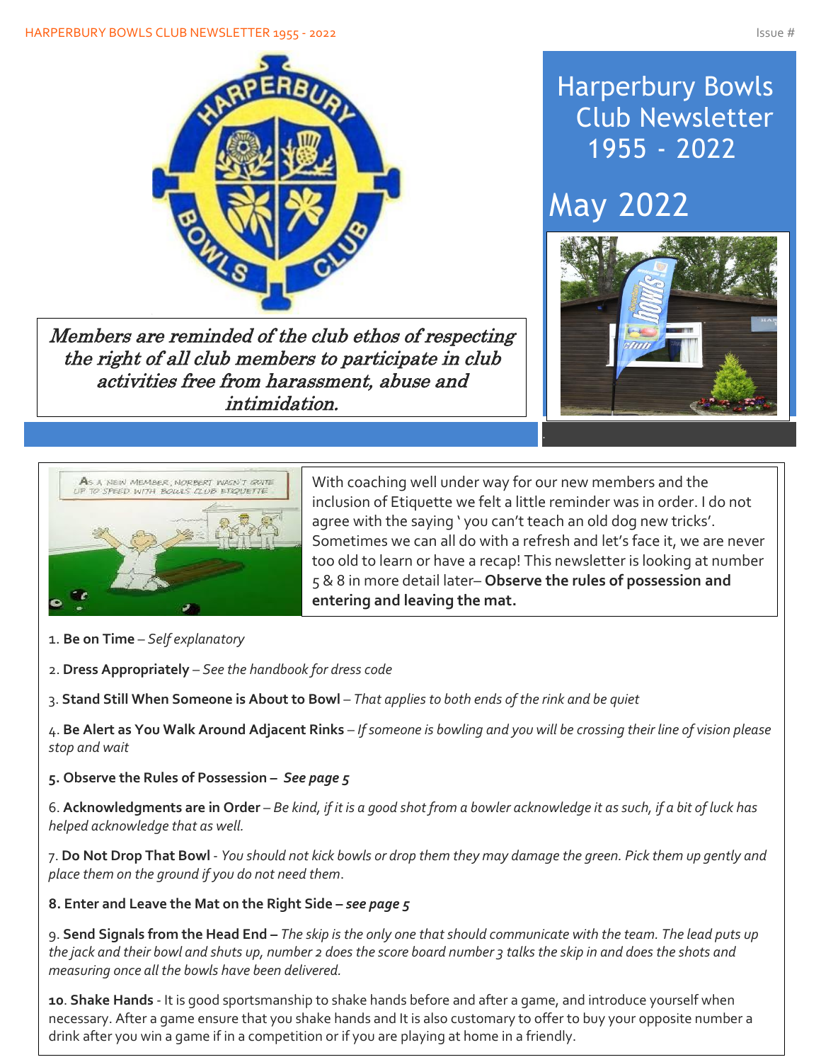# Harperbury Bowls Club Newsletter 1955 - 2022

## May 2022

*Members are reminded of the club ethos of respecting the right of all club members to participate in club activities free from harassment, abuse and intimidation.*

With coaching well under way for our new members and the inclusion of Etiquette we felt a little reminder was in order. I do not agree with the saying ' you can't teach an old dog new tricks'. Sometimes we can all do with a refresh and let's face it, we are never too old to learn or have a recap! This newsletter is looking at number 5 & 8 in more detail later– **Observe the rules of possession and entering and leaving the mat.**

1. **Be on Time** – *Self explanatory*

2. **Dress Appropriately** – *See the handbook for dress code*

3. **Stand Still When Someone is About to Bowl** – *That applies to both ends of the rink and be quiet*

4. **Be Alert as You Walk Around Adjacent Rinks** – *If someone is bowling and you will be crossing their line of vision please stop and wait*

5. **Observe the Rules of Possession – *See page 5***

6. **Acknowledgments are in Order** – *Be kind, if it is a good shot from a bowler acknowledge it as such, if a bit of luck has helped acknowledge that as well.*

7. **Do Not Drop That Bowl** - *You should not kick bowls or drop them they may damage the green. Pick them up gently and place them on the ground if you do not need them.*

8. **Enter and Leave the Mat on the Right Side – *see page 5***

9. **Send Signals from the Head End –** *The skip is the only one that should communicate with the team. The lead puts up the jack and their bowl and shuts up, number 2 does the score board number 3 talks the skip in and does the shots and measuring once all the bowls have been delivered.*

10. **Shake Hands** - It is good sportsmanship to shake hands before and after a game, and introduce yourself when necessary. After a game ensure that you shake hands and It is also customary to offer to buy your opposite number a drink after you win a game if in a competition or if you are playing at home in a friendly.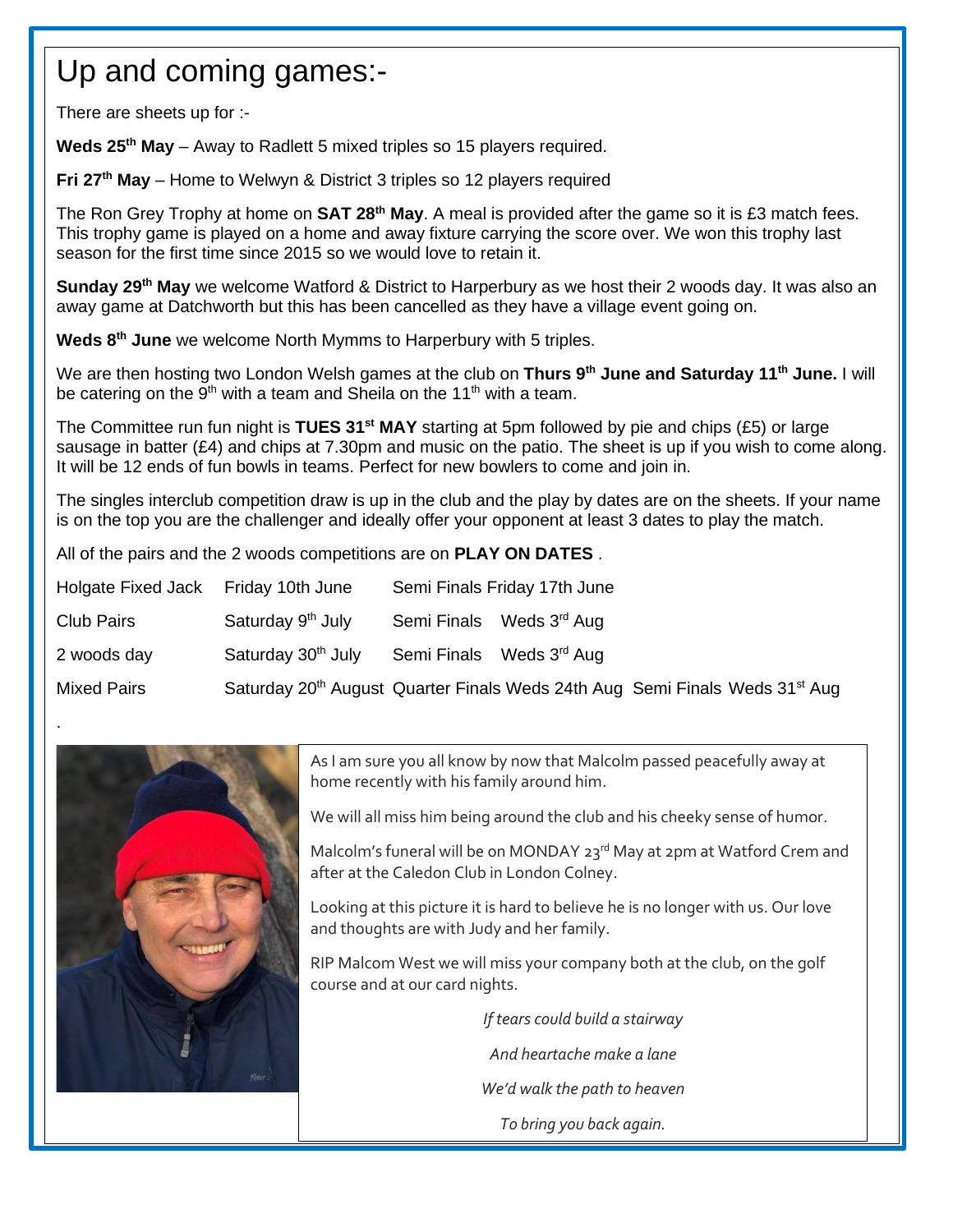# Up and coming games:-

There are sheets up for :-

**Weds 25th May** – Away to Radlett 5 mixed triples so 15 players required.

**Fri 27th May** – Home to Welwyn & District 3 triples so 12 players required

The Ron Grey Trophy at home on **SAT 28th May**. A meal is provided after the game so it is £3 match fees. This trophy game is played on a home and away fixture carrying the score over. We won this trophy last season for the first time since 2015 so we would love to retain it.

**Sunday 29th May** we welcome Watford & District to Harperbury as we host their 2 woods day. It was also an away game at Datchworth but this has been cancelled as they have a village event going on.

**Weds 8th June** we welcome North Mymms to Harperbury with 5 triples.

We are then hosting two London Welsh games at the club on **Thurs 9th June and Saturday 11th June.** I will be catering on the 9th with a team and Sheila on the 11th with a team.

The Committee run fun night is **TUES 31st MAY** starting at 5pm followed by pie and chips (£5) or large sausage in batter (£4) and chips at 7.30pm and music on the patio. The sheet is up if you wish to come along. It will be 12 ends of fun bowls in teams. Perfect for new bowlers to come and join in.

The singles interclub competition draw is up in the club and the play by dates are on the sheets. If your name is on the top you are the challenger and ideally offer your opponent at least 3 dates to play the match.

All of the pairs and the 2 woods competitions are on **PLAY ON DATES** .

| | | | |
|---|---|---|---|
| Holgate Fixed Jack | Friday 10th June | Semi Finals Friday 17th June | |
| Club Pairs | Saturday 9th July | Semi Finals Weds 3rd Aug | |
| 2 woods day | Saturday 30th July | Semi Finals Weds 3rd Aug | |
| Mixed Pairs | Saturday 20th August | Quarter Finals Weds 24th Aug | Semi Finals Weds 31st Aug |

.

As I am sure you all know by now that Malcolm passed peacefully away at home recently with his family around him.

We will all miss him being around the club and his cheeky sense of humor.

Malcolm's funeral will be on MONDAY 23rd May at 2pm at Watford Crem and after at the Caledon Club in London Colney.

Looking at this picture it is hard to believe he is no longer with us. Our love and thoughts are with Judy and her family.

RIP Malcom West we will miss your company both at the club, on the golf course and at our card nights.

*If tears could build a stairway*

*And heartache make a lane*

*We'd walk the path to heaven*

*To bring you back again.*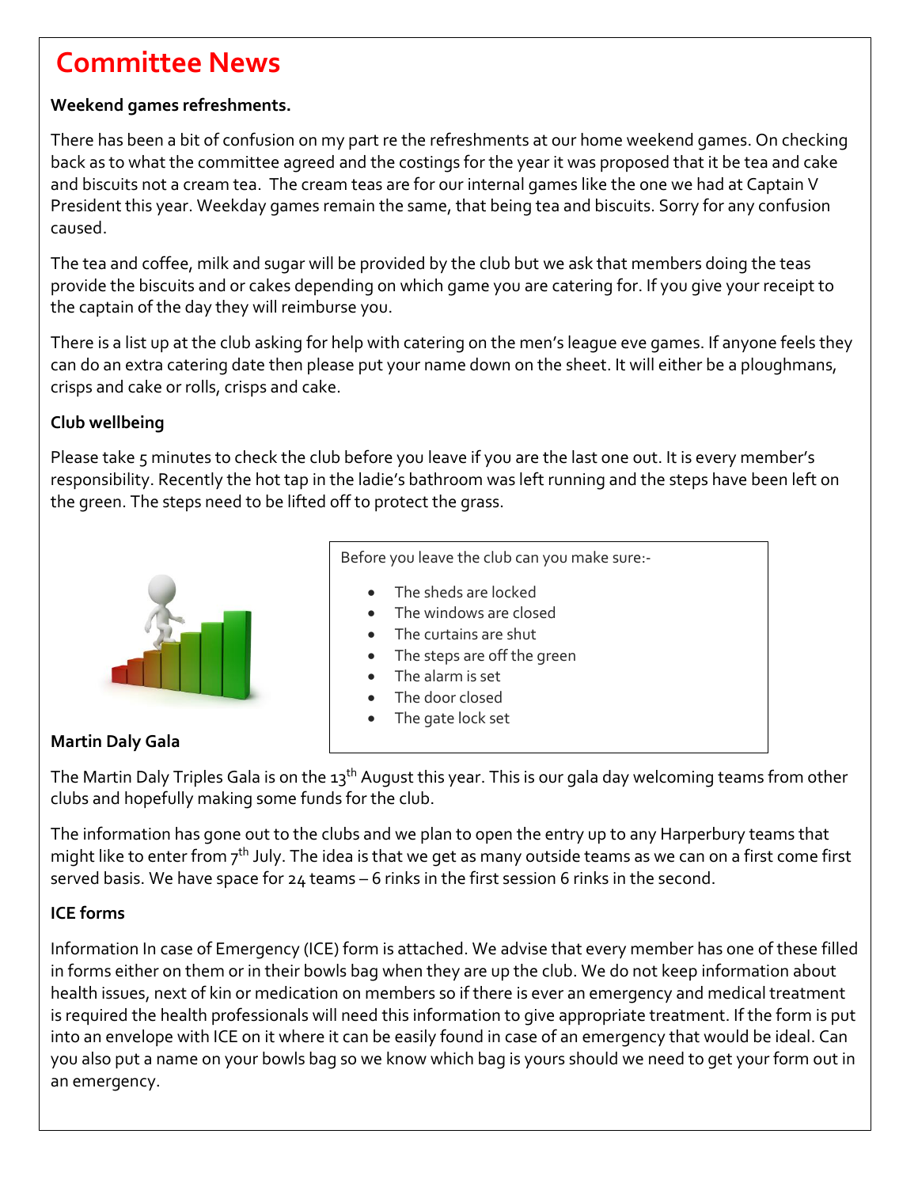# Committee News

**Weekend games refreshments.**

There has been a bit of confusion on my part re the refreshments at our home weekend games. On checking back as to what the committee agreed and the costings for the year it was proposed that it be tea and cake and biscuits not a cream tea. The cream teas are for our internal games like the one we had at Captain V President this year. Weekday games remain the same, that being tea and biscuits. Sorry for any confusion caused.

The tea and coffee, milk and sugar will be provided by the club but we ask that members doing the teas provide the biscuits and or cakes depending on which game you are catering for. If you give your receipt to the captain of the day they will reimburse you.

There is a list up at the club asking for help with catering on the men's league eve games. If anyone feels they can do an extra catering date then please put your name down on the sheet. It will either be a ploughmans, crisps and cake or rolls, crisps and cake.

**Club wellbeing**

Please take 5 minutes to check the club before you leave if you are the last one out. It is every member's responsibility. Recently the hot tap in the ladie's bathroom was left running and the steps have been left on the green. The steps need to be lifted off to protect the grass.

Before you leave the club can you make sure:-

- The sheds are locked
- The windows are closed
- The curtains are shut
- The steps are off the green
- The alarm is set
- The door closed
- The gate lock set

**Martin Daly Gala**

The Martin Daly Triples Gala is on the 13th August this year. This is our gala day welcoming teams from other clubs and hopefully making some funds for the club.

The information has gone out to the clubs and we plan to open the entry up to any Harperbury teams that might like to enter from 7th July. The idea is that we get as many outside teams as we can on a first come first served basis. We have space for 24 teams – 6 rinks in the first session 6 rinks in the second.

**ICE forms**

Information In case of Emergency (ICE) form is attached. We advise that every member has one of these filled in forms either on them or in their bowls bag when they are up the club. We do not keep information about health issues, next of kin or medication on members so if there is ever an emergency and medical treatment is required the health professionals will need this information to give appropriate treatment. If the form is put into an envelope with ICE on it where it can be easily found in case of an emergency that would be ideal. Can you also put a name on your bowls bag so we know which bag is yours should we need to get your form out in an emergency.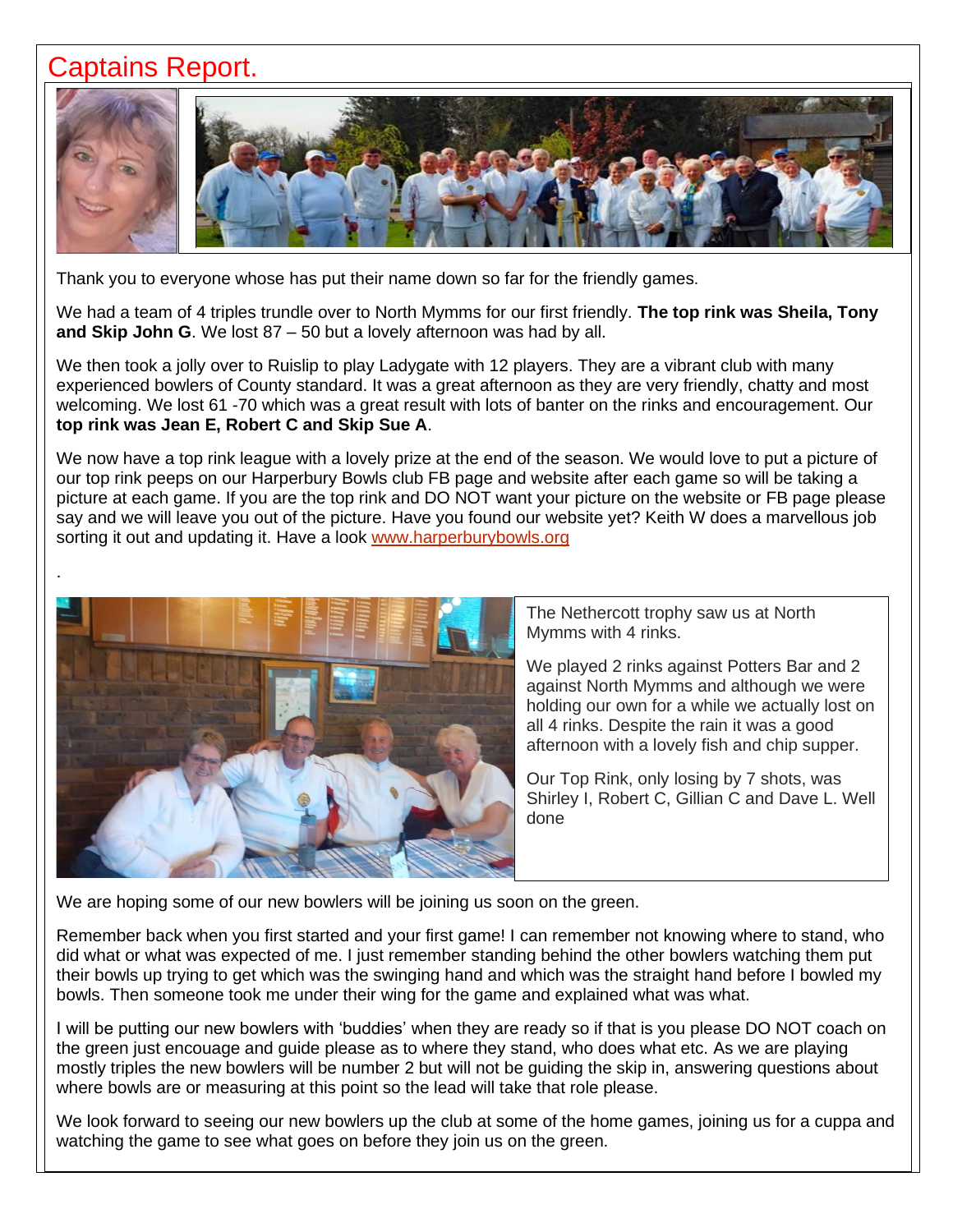# Captains Report.

Thank you to everyone whose has put their name down so far for the friendly games.

We had a team of 4 triples trundle over to North Mymms for our first friendly. **The top rink was Sheila, Tony and Skip John G**. We lost 87 – 50 but a lovely afternoon was had by all.

We then took a jolly over to Ruislip to play Ladygate with 12 players. They are a vibrant club with many experienced bowlers of County standard. It was a great afternoon as they are very friendly, chatty and most welcoming. We lost 61 -70 which was a great result with lots of banter on the rinks and encouragement. Our **top rink was Jean E, Robert C and Skip Sue A**.

We now have a top rink league with a lovely prize at the end of the season. We would love to put a picture of our top rink peeps on our Harperbury Bowls club FB page and website after each game so will be taking a picture at each game. If you are the top rink and DO NOT want your picture on the website or FB page please say and we will leave you out of the picture. Have you found our website yet? Keith W does a marvellous job sorting it out and updating it. Have a look [www.harperburybowls.org](http://www.harperburybowls.org)

.

The Nethercott trophy saw us at North Mymms with 4 rinks.

We played 2 rinks against Potters Bar and 2 against North Mymms and although we were holding our own for a while we actually lost on all 4 rinks. Despite the rain it was a good afternoon with a lovely fish and chip supper.

Our Top Rink, only losing by 7 shots, was Shirley I, Robert C, Gillian C and Dave L. Well done

We are hoping some of our new bowlers will be joining us soon on the green.

Remember back when you first started and your first game! I can remember not knowing where to stand, who did what or what was expected of me. I just remember standing behind the other bowlers watching them put their bowls up trying to get which was the swinging hand and which was the straight hand before I bowled my bowls. Then someone took me under their wing for the game and explained what was what.

I will be putting our new bowlers with 'buddies' when they are ready so if that is you please DO NOT coach on the green just encouage and guide please as to where they stand, who does what etc. As we are playing mostly triples the new bowlers will be number 2 but will not be guiding the skip in, answering questions about where bowls are or measuring at this point so the lead will take that role please.

We look forward to seeing our new bowlers up the club at some of the home games, joining us for a cuppa and watching the game to see what goes on before they join us on the green.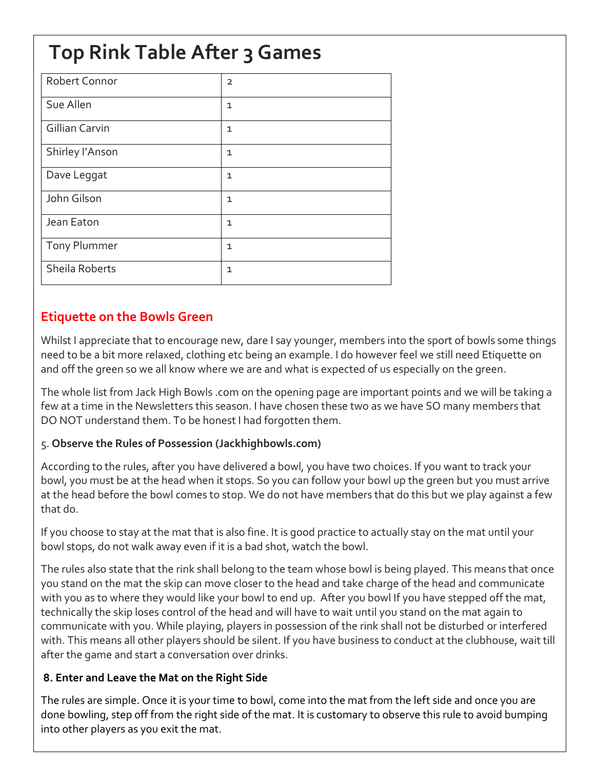# Top Rink Table After 3 Games

| | |
|---|---|
| Robert Connor | 2 |
| Sue Allen | 1 |
| Gillian Carvin | 1 |
| Shirley I'Anson | 1 |
| Dave Leggat | 1 |
| John Gilson | 1 |
| Jean Eaton | 1 |
| Tony Plummer | 1 |
| Sheila Roberts | 1 |

## Etiquette on the Bowls Green

Whilst I appreciate that to encourage new, dare I say younger, members into the sport of bowls some things need to be a bit more relaxed, clothing etc being an example. I do however feel we still need Etiquette on and off the green so we all know where we are and what is expected of us especially on the green.

The whole list from Jack High Bowls .com on the opening page are important points and we will be taking a few at a time in the Newsletters this season. I have chosen these two as we have SO many members that DO NOT understand them. To be honest I had forgotten them.

5. **Observe the Rules of Possession (Jackhighbowls.com)**

According to the rules, after you have delivered a bowl, you have two choices. If you want to track your bowl, you must be at the head when it stops. So you can follow your bowl up the green but you must arrive at the head before the bowl comes to stop. We do not have members that do this but we play against a few that do.

If you choose to stay at the mat that is also fine. It is good practice to actually stay on the mat until your bowl stops, do not walk away even if it is a bad shot, watch the bowl.

The rules also state that the rink shall belong to the team whose bowl is being played. This means that once you stand on the mat the skip can move closer to the head and take charge of the head and communicate with you as to where they would like your bowl to end up. After you bowl If you have stepped off the mat, technically the skip loses control of the head and will have to wait until you stand on the mat again to communicate with you. While playing, players in possession of the rink shall not be disturbed or interfered with. This means all other players should be silent. If you have business to conduct at the clubhouse, wait till after the game and start a conversation over drinks.

**8. Enter and Leave the Mat on the Right Side**

The rules are simple. Once it is your time to bowl, come into the mat from the left side and once you are done bowling, step off from the right side of the mat. It is customary to observe this rule to avoid bumping into other players as you exit the mat.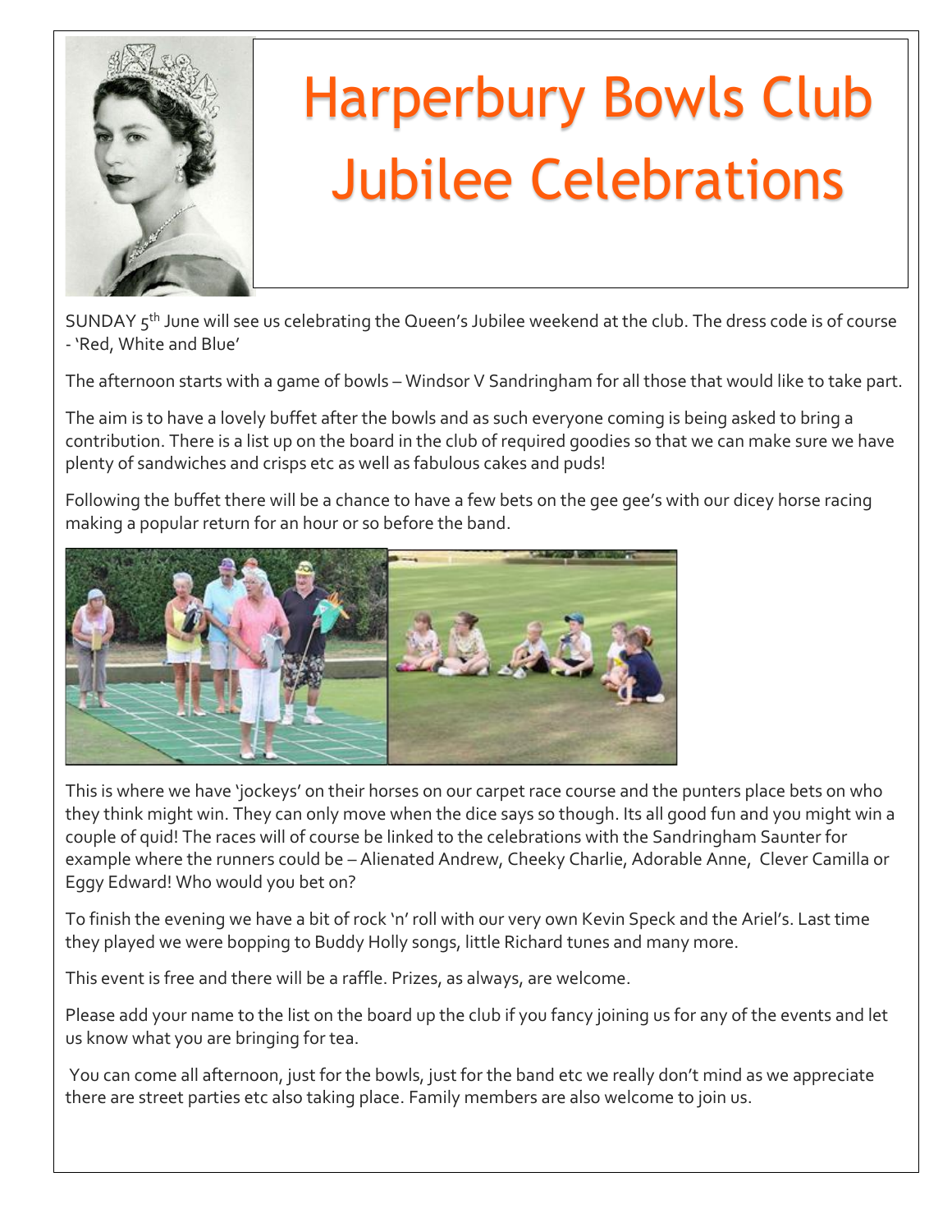# Harperbury Bowls Club Jubilee Celebrations

SUNDAY 5th June will see us celebrating the Queen's Jubilee weekend at the club. The dress code is of course - 'Red, White and Blue'

The afternoon starts with a game of bowls – Windsor V Sandringham for all those that would like to take part.

The aim is to have a lovely buffet after the bowls and as such everyone coming is being asked to bring a contribution. There is a list up on the board in the club of required goodies so that we can make sure we have plenty of sandwiches and crisps etc as well as fabulous cakes and puds!

Following the buffet there will be a chance to have a few bets on the gee gee's with our dicey horse racing making a popular return for an hour or so before the band.

This is where we have 'jockeys' on their horses on our carpet race course and the punters place bets on who they think might win. They can only move when the dice says so though. Its all good fun and you might win a couple of quid! The races will of course be linked to the celebrations with the Sandringham Saunter for example where the runners could be – Alienated Andrew, Cheeky Charlie, Adorable Anne, Clever Camilla or Eggy Edward! Who would you bet on?

To finish the evening we have a bit of rock 'n' roll with our very own Kevin Speck and the Ariel's. Last time they played we were bopping to Buddy Holly songs, little Richard tunes and many more.

This event is free and there will be a raffle. Prizes, as always, are welcome.

Please add your name to the list on the board up the club if you fancy joining us for any of the events and let us know what you are bringing for tea.

You can come all afternoon, just for the bowls, just for the band etc we really don't mind as we appreciate there are street parties etc also taking place. Family members are also welcome to join us.